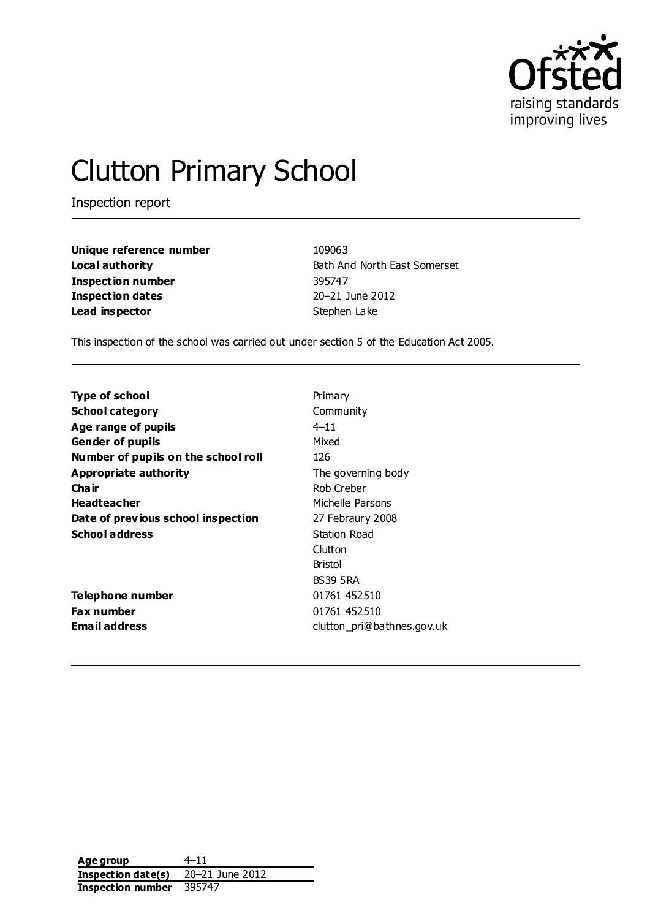# Clutton Primary School

Inspection report

| | |
|---|---|
| **Unique reference number** | 109063 |
| **Local authority** | Bath And North East Somerset |
| **Inspection number** | 395747 |
| **Inspection dates** | 20–21 June 2012 |
| **Lead inspector** | Stephen Lake |

This inspection of the school was carried out under section 5 of the Education Act 2005.

| | |
|---|---|
| **Type of school** | Primary |
| **School category** | Community |
| **Age range of pupils** | 4–11 |
| **Gender of pupils** | Mixed |
| **Number of pupils on the school roll** | 126 |
| **Appropriate authority** | The governing body |
| **Chair** | Rob Creber |
| **Headteacher** | Michelle Parsons |
| **Date of previous school inspection** | 27 Febraury 2008 |
| **School address** | Station Road<br>Clutton<br>Bristol<br>BS39 5RA |
| **Telephone number** | 01761 452510 |
| **Fax number** | 01761 452510 |
| **Email address** | clutton_pri@bathnes.gov.uk |

| | |
|---|---|
| **Age group** | 4–11 |
| **Inspection date(s)** | 20–21 June 2012 |
| **Inspection number** | 395747 |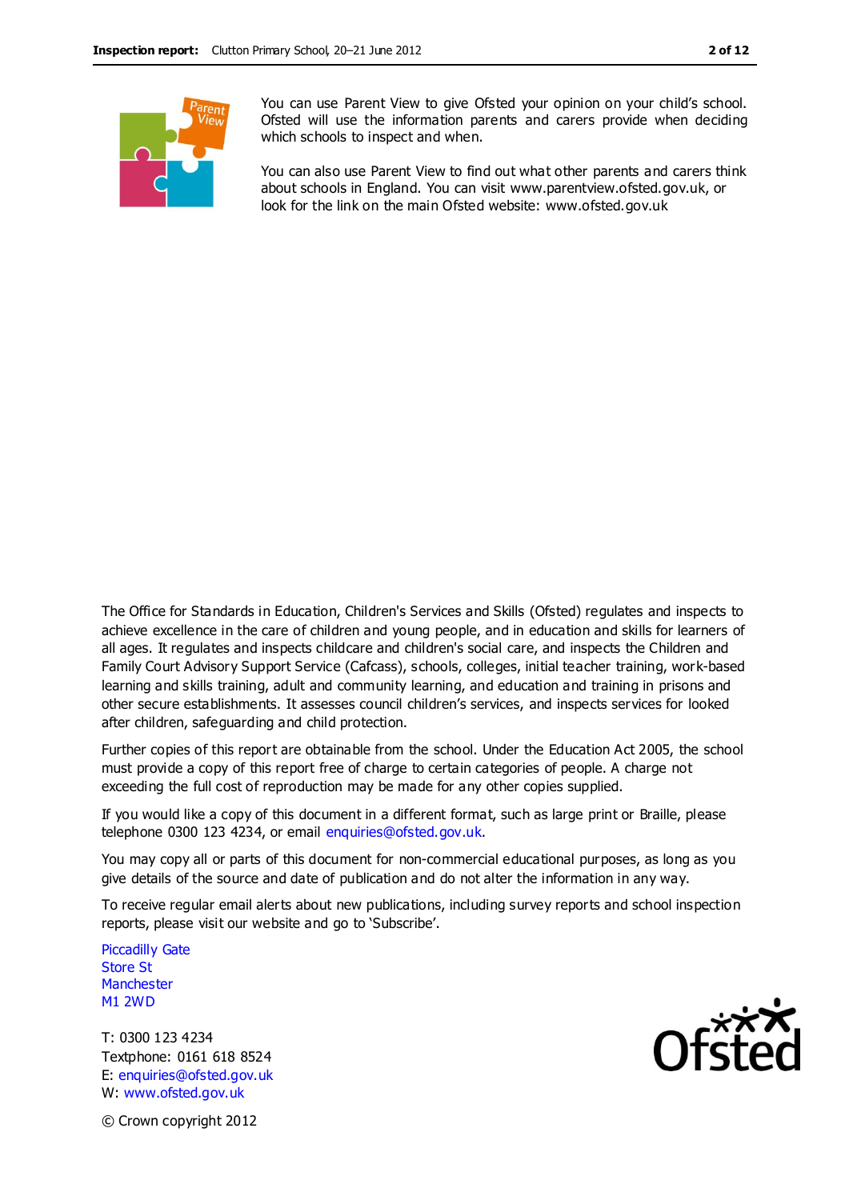You can use Parent View to give Ofsted your opinion on your child's school. Ofsted will use the information parents and carers provide when deciding which schools to inspect and when.

You can also use Parent View to find out what other parents and carers think about schools in England. You can visit www.parentview.ofsted.gov.uk, or look for the link on the main Ofsted website: www.ofsted.gov.uk

The Office for Standards in Education, Children's Services and Skills (Ofsted) regulates and inspects to achieve excellence in the care of children and young people, and in education and skills for learners of all ages. It regulates and inspects childcare and children's social care, and inspects the Children and Family Court Advisory Support Service (Cafcass), schools, colleges, initial teacher training, work-based learning and skills training, adult and community learning, and education and training in prisons and other secure establishments. It assesses council children's services, and inspects services for looked after children, safeguarding and child protection.

Further copies of this report are obtainable from the school. Under the Education Act 2005, the school must provide a copy of this report free of charge to certain categories of people. A charge not exceeding the full cost of reproduction may be made for any other copies supplied.

If you would like a copy of this document in a different format, such as large print or Braille, please telephone 0300 123 4234, or email enquiries@ofsted.gov.uk.

You may copy all or parts of this document for non-commercial educational purposes, as long as you give details of the source and date of publication and do not alter the information in any way.

To receive regular email alerts about new publications, including survey reports and school inspection reports, please visit our website and go to 'Subscribe'.

Piccadilly Gate
Store St
Manchester
M1 2WD

T: 0300 123 4234
Textphone: 0161 618 8524
E: enquiries@ofsted.gov.uk
W: www.ofsted.gov.uk

© Crown copyright 2012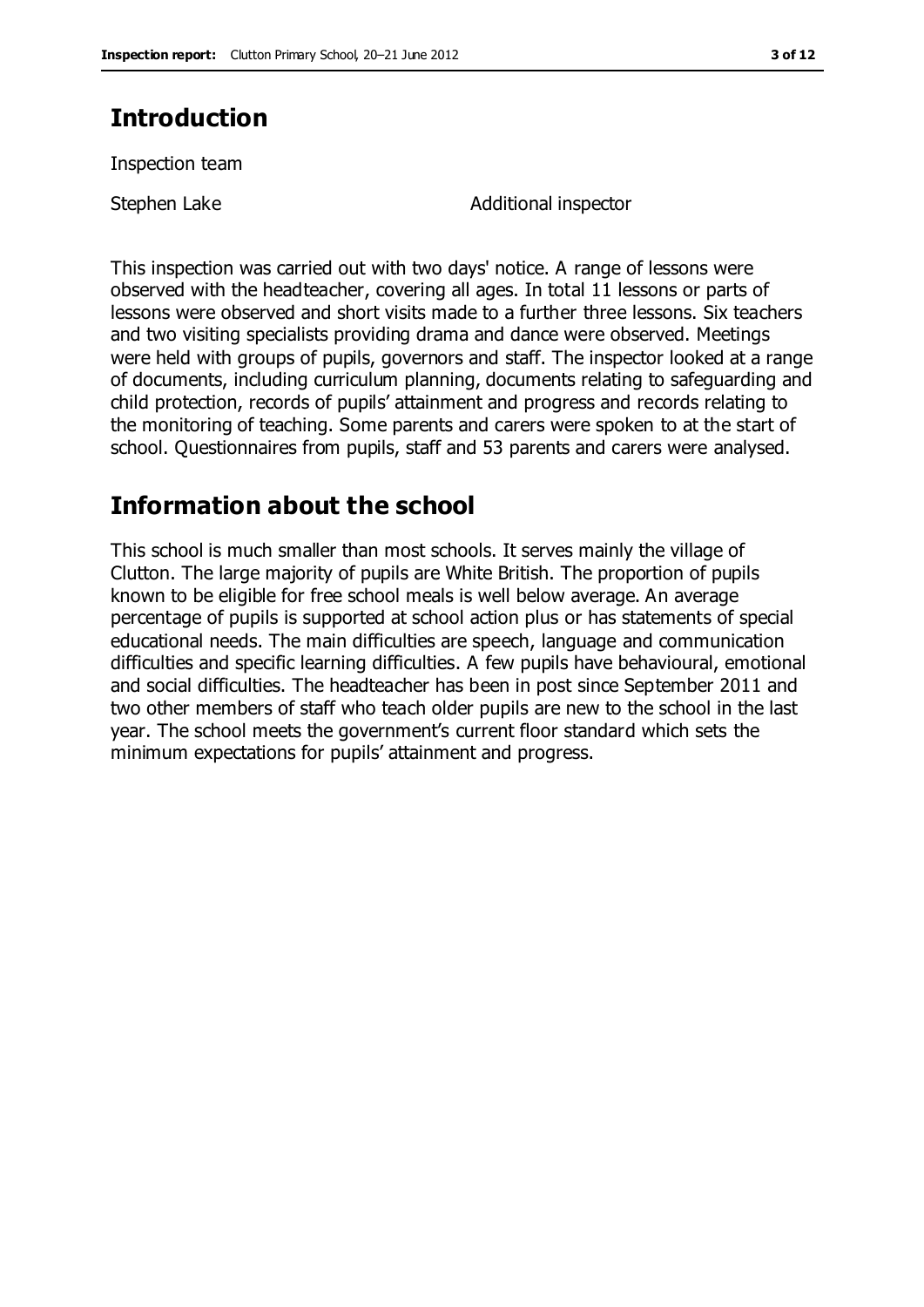## Introduction

Inspection team

| | |
|---|---|
| Stephen Lake | Additional inspector |

This inspection was carried out with two days' notice. A range of lessons were observed with the headteacher, covering all ages. In total 11 lessons or parts of lessons were observed and short visits made to a further three lessons. Six teachers and two visiting specialists providing drama and dance were observed. Meetings were held with groups of pupils, governors and staff. The inspector looked at a range of documents, including curriculum planning, documents relating to safeguarding and child protection, records of pupils' attainment and progress and records relating to the monitoring of teaching. Some parents and carers were spoken to at the start of school. Questionnaires from pupils, staff and 53 parents and carers were analysed.

## Information about the school

This school is much smaller than most schools. It serves mainly the village of Clutton. The large majority of pupils are White British. The proportion of pupils known to be eligible for free school meals is well below average. An average percentage of pupils is supported at school action plus or has statements of special educational needs. The main difficulties are speech, language and communication difficulties and specific learning difficulties. A few pupils have behavioural, emotional and social difficulties. The headteacher has been in post since September 2011 and two other members of staff who teach older pupils are new to the school in the last year. The school meets the government's current floor standard which sets the minimum expectations for pupils' attainment and progress.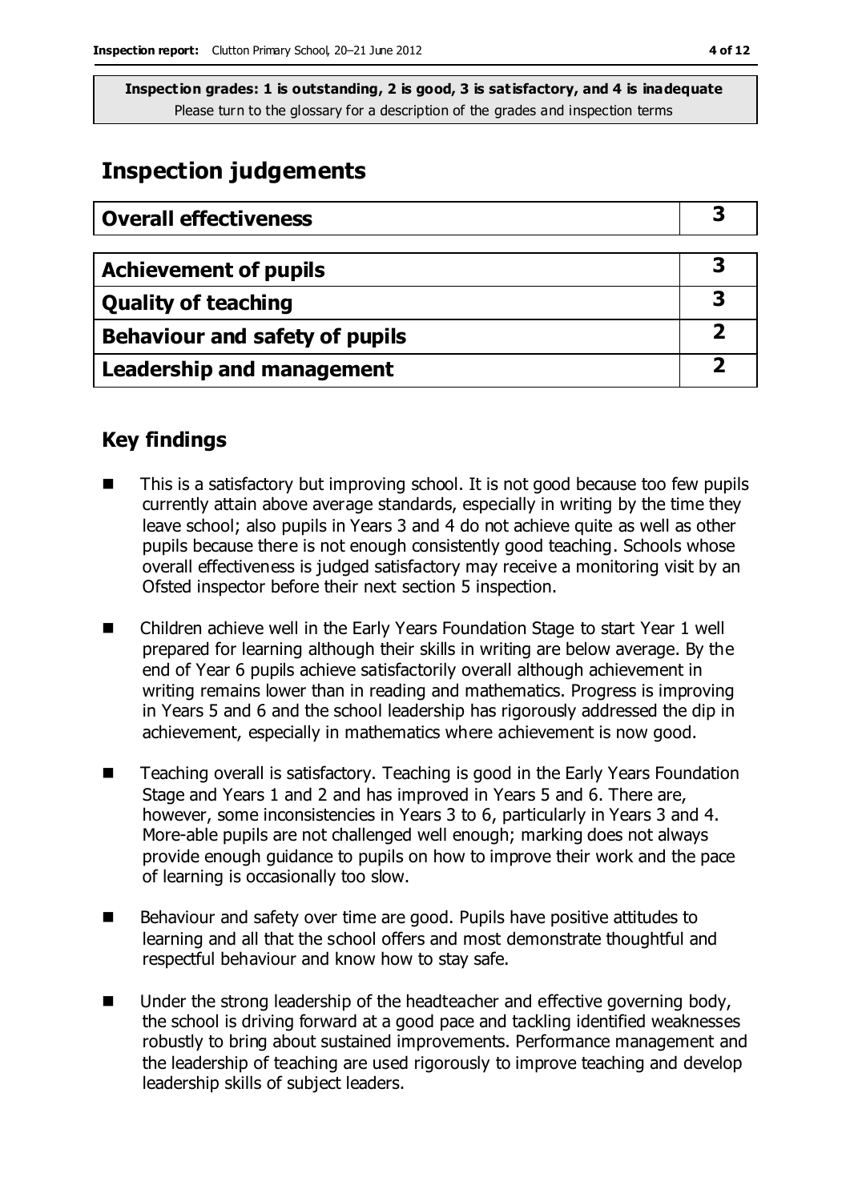**Inspection grades: 1 is outstanding, 2 is good, 3 is satisfactory, and 4 is inadequate**
Please turn to the glossary for a description of the grades and inspection terms

# Inspection judgements

| Overall effectiveness | 3 |
|---|---|
| **Achievement of pupils** | **3** |
| **Quality of teaching** | **3** |
| **Behaviour and safety of pupils** | **2** |
| **Leadership and management** | **2** |

## Key findings

- This is a satisfactory but improving school. It is not good because too few pupils currently attain above average standards, especially in writing by the time they leave school; also pupils in Years 3 and 4 do not achieve quite as well as other pupils because there is not enough consistently good teaching. Schools whose overall effectiveness is judged satisfactory may receive a monitoring visit by an Ofsted inspector before their next section 5 inspection.
- Children achieve well in the Early Years Foundation Stage to start Year 1 well prepared for learning although their skills in writing are below average. By the end of Year 6 pupils achieve satisfactorily overall although achievement in writing remains lower than in reading and mathematics. Progress is improving in Years 5 and 6 and the school leadership has rigorously addressed the dip in achievement, especially in mathematics where achievement is now good.
- Teaching overall is satisfactory. Teaching is good in the Early Years Foundation Stage and Years 1 and 2 and has improved in Years 5 and 6. There are, however, some inconsistencies in Years 3 to 6, particularly in Years 3 and 4. More-able pupils are not challenged well enough; marking does not always provide enough guidance to pupils on how to improve their work and the pace of learning is occasionally too slow.
- Behaviour and safety over time are good. Pupils have positive attitudes to learning and all that the school offers and most demonstrate thoughtful and respectful behaviour and know how to stay safe.
- Under the strong leadership of the headteacher and effective governing body, the school is driving forward at a good pace and tackling identified weaknesses robustly to bring about sustained improvements. Performance management and the leadership of teaching are used rigorously to improve teaching and develop leadership skills of subject leaders.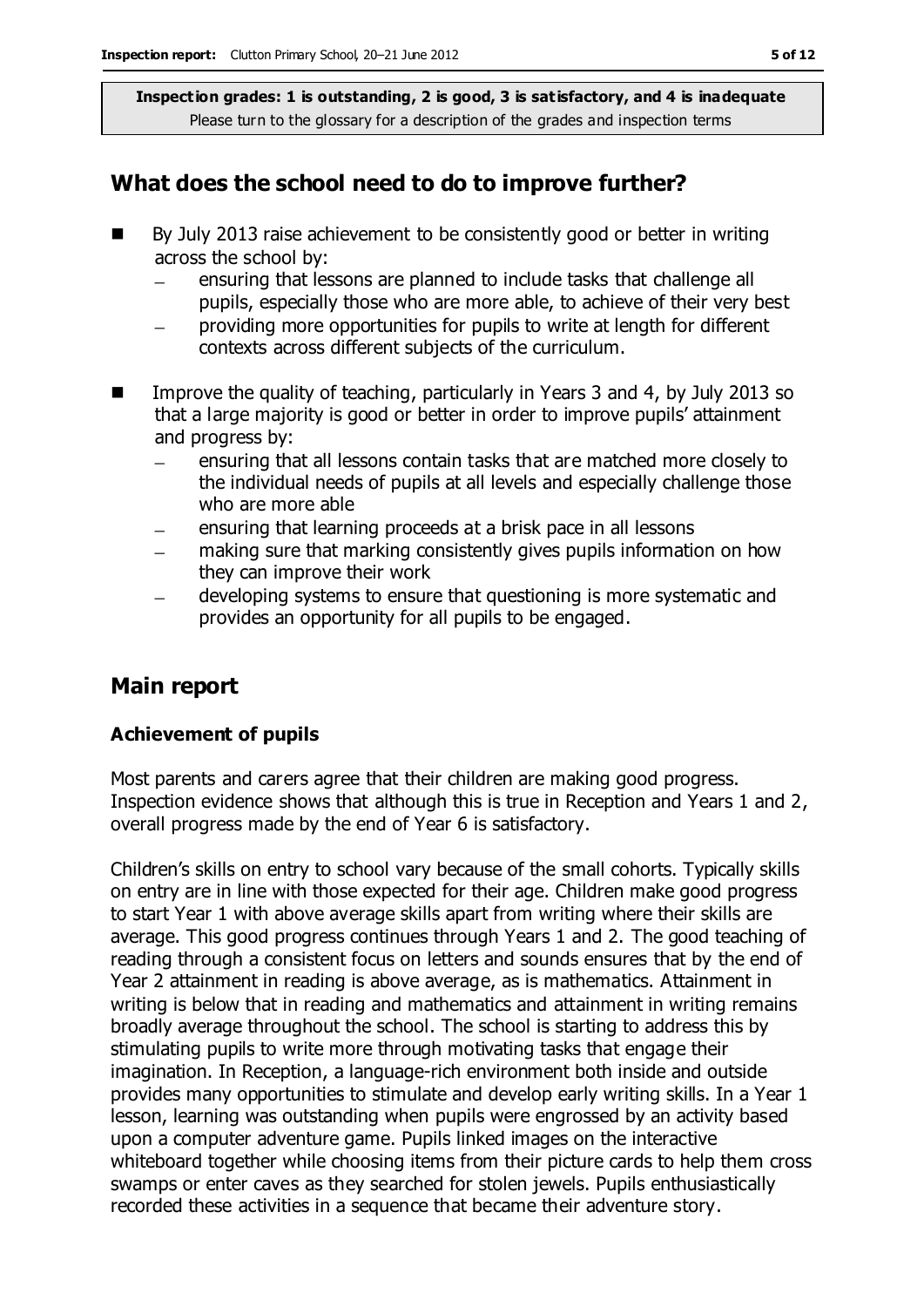**Inspection grades: 1 is outstanding, 2 is good, 3 is satisfactory, and 4 is inadequate**
Please turn to the glossary for a description of the grades and inspection terms

## What does the school need to do to improve further?

- By July 2013 raise achievement to be consistently good or better in writing across the school by:
  - ensuring that lessons are planned to include tasks that challenge all pupils, especially those who are more able, to achieve of their very best
  - providing more opportunities for pupils to write at length for different contexts across different subjects of the curriculum.
- Improve the quality of teaching, particularly in Years 3 and 4, by July 2013 so that a large majority is good or better in order to improve pupils' attainment and progress by:
  - ensuring that all lessons contain tasks that are matched more closely to the individual needs of pupils at all levels and especially challenge those who are more able
  - ensuring that learning proceeds at a brisk pace in all lessons
  - making sure that marking consistently gives pupils information on how they can improve their work
  - developing systems to ensure that questioning is more systematic and provides an opportunity for all pupils to be engaged.

## Main report

### Achievement of pupils

Most parents and carers agree that their children are making good progress. Inspection evidence shows that although this is true in Reception and Years 1 and 2, overall progress made by the end of Year 6 is satisfactory.

Children's skills on entry to school vary because of the small cohorts. Typically skills on entry are in line with those expected for their age. Children make good progress to start Year 1 with above average skills apart from writing where their skills are average. This good progress continues through Years 1 and 2. The good teaching of reading through a consistent focus on letters and sounds ensures that by the end of Year 2 attainment in reading is above average, as is mathematics. Attainment in writing is below that in reading and mathematics and attainment in writing remains broadly average throughout the school. The school is starting to address this by stimulating pupils to write more through motivating tasks that engage their imagination. In Reception, a language-rich environment both inside and outside provides many opportunities to stimulate and develop early writing skills. In a Year 1 lesson, learning was outstanding when pupils were engrossed by an activity based upon a computer adventure game. Pupils linked images on the interactive whiteboard together while choosing items from their picture cards to help them cross swamps or enter caves as they searched for stolen jewels. Pupils enthusiastically recorded these activities in a sequence that became their adventure story.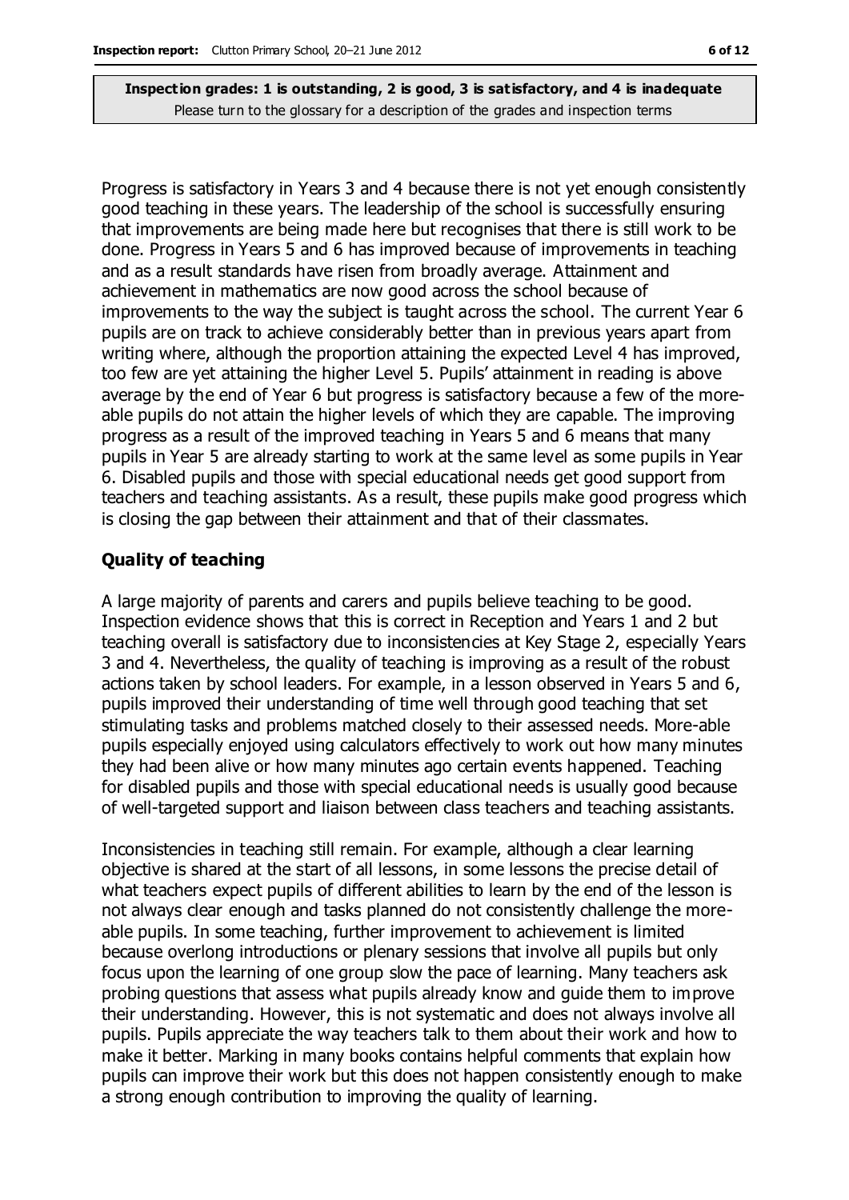**Inspection grades: 1 is outstanding, 2 is good, 3 is satisfactory, and 4 is inadequate**
Please turn to the glossary for a description of the grades and inspection terms

Progress is satisfactory in Years 3 and 4 because there is not yet enough consistently good teaching in these years. The leadership of the school is successfully ensuring that improvements are being made here but recognises that there is still work to be done. Progress in Years 5 and 6 has improved because of improvements in teaching and as a result standards have risen from broadly average. Attainment and achievement in mathematics are now good across the school because of improvements to the way the subject is taught across the school. The current Year 6 pupils are on track to achieve considerably better than in previous years apart from writing where, although the proportion attaining the expected Level 4 has improved, too few are yet attaining the higher Level 5. Pupils' attainment in reading is above average by the end of Year 6 but progress is satisfactory because a few of the more-able pupils do not attain the higher levels of which they are capable. The improving progress as a result of the improved teaching in Years 5 and 6 means that many pupils in Year 5 are already starting to work at the same level as some pupils in Year 6. Disabled pupils and those with special educational needs get good support from teachers and teaching assistants. As a result, these pupils make good progress which is closing the gap between their attainment and that of their classmates.

## Quality of teaching

A large majority of parents and carers and pupils believe teaching to be good. Inspection evidence shows that this is correct in Reception and Years 1 and 2 but teaching overall is satisfactory due to inconsistencies at Key Stage 2, especially Years 3 and 4. Nevertheless, the quality of teaching is improving as a result of the robust actions taken by school leaders. For example, in a lesson observed in Years 5 and 6, pupils improved their understanding of time well through good teaching that set stimulating tasks and problems matched closely to their assessed needs. More-able pupils especially enjoyed using calculators effectively to work out how many minutes they had been alive or how many minutes ago certain events happened. Teaching for disabled pupils and those with special educational needs is usually good because of well-targeted support and liaison between class teachers and teaching assistants.

Inconsistencies in teaching still remain. For example, although a clear learning objective is shared at the start of all lessons, in some lessons the precise detail of what teachers expect pupils of different abilities to learn by the end of the lesson is not always clear enough and tasks planned do not consistently challenge the more-able pupils. In some teaching, further improvement to achievement is limited because overlong introductions or plenary sessions that involve all pupils but only focus upon the learning of one group slow the pace of learning. Many teachers ask probing questions that assess what pupils already know and guide them to improve their understanding. However, this is not systematic and does not always involve all pupils. Pupils appreciate the way teachers talk to them about their work and how to make it better. Marking in many books contains helpful comments that explain how pupils can improve their work but this does not happen consistently enough to make a strong enough contribution to improving the quality of learning.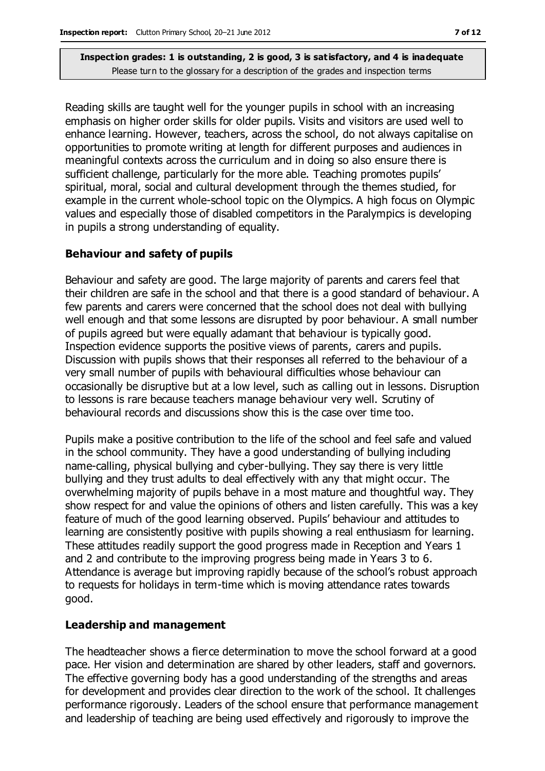Reading skills are taught well for the younger pupils in school with an increasing emphasis on higher order skills for older pupils. Visits and visitors are used well to enhance learning. However, teachers, across the school, do not always capitalise on opportunities to promote writing at length for different purposes and audiences in meaningful contexts across the curriculum and in doing so also ensure there is sufficient challenge, particularly for the more able. Teaching promotes pupils' spiritual, moral, social and cultural development through the themes studied, for example in the current whole-school topic on the Olympics. A high focus on Olympic values and especially those of disabled competitors in the Paralympics is developing in pupils a strong understanding of equality.

### Behaviour and safety of pupils

Behaviour and safety are good. The large majority of parents and carers feel that their children are safe in the school and that there is a good standard of behaviour. A few parents and carers were concerned that the school does not deal with bullying well enough and that some lessons are disrupted by poor behaviour. A small number of pupils agreed but were equally adamant that behaviour is typically good. Inspection evidence supports the positive views of parents, carers and pupils. Discussion with pupils shows that their responses all referred to the behaviour of a very small number of pupils with behavioural difficulties whose behaviour can occasionally be disruptive but at a low level, such as calling out in lessons. Disruption to lessons is rare because teachers manage behaviour very well. Scrutiny of behavioural records and discussions show this is the case over time too.

Pupils make a positive contribution to the life of the school and feel safe and valued in the school community. They have a good understanding of bullying including name-calling, physical bullying and cyber-bullying. They say there is very little bullying and they trust adults to deal effectively with any that might occur. The overwhelming majority of pupils behave in a most mature and thoughtful way. They show respect for and value the opinions of others and listen carefully. This was a key feature of much of the good learning observed. Pupils' behaviour and attitudes to learning are consistently positive with pupils showing a real enthusiasm for learning. These attitudes readily support the good progress made in Reception and Years 1 and 2 and contribute to the improving progress being made in Years 3 to 6. Attendance is average but improving rapidly because of the school's robust approach to requests for holidays in term-time which is moving attendance rates towards good.

### Leadership and management

The headteacher shows a fierce determination to move the school forward at a good pace. Her vision and determination are shared by other leaders, staff and governors. The effective governing body has a good understanding of the strengths and areas for development and provides clear direction to the work of the school. It challenges performance rigorously. Leaders of the school ensure that performance management and leadership of teaching are being used effectively and rigorously to improve the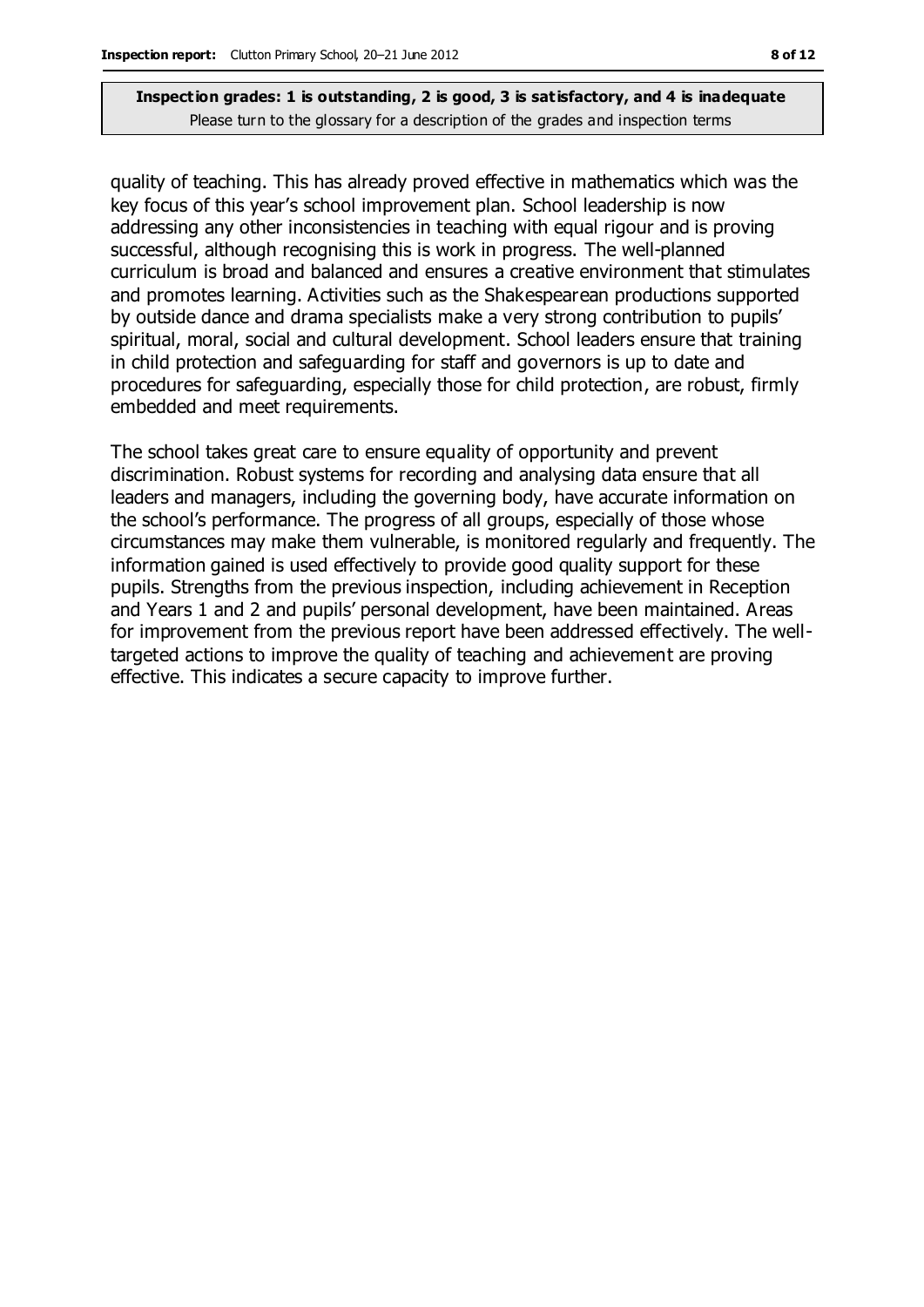quality of teaching. This has already proved effective in mathematics which was the key focus of this year's school improvement plan. School leadership is now addressing any other inconsistencies in teaching with equal rigour and is proving successful, although recognising this is work in progress. The well-planned curriculum is broad and balanced and ensures a creative environment that stimulates and promotes learning. Activities such as the Shakespearean productions supported by outside dance and drama specialists make a very strong contribution to pupils' spiritual, moral, social and cultural development. School leaders ensure that training in child protection and safeguarding for staff and governors is up to date and procedures for safeguarding, especially those for child protection, are robust, firmly embedded and meet requirements.

The school takes great care to ensure equality of opportunity and prevent discrimination. Robust systems for recording and analysing data ensure that all leaders and managers, including the governing body, have accurate information on the school's performance. The progress of all groups, especially of those whose circumstances may make them vulnerable, is monitored regularly and frequently. The information gained is used effectively to provide good quality support for these pupils. Strengths from the previous inspection, including achievement in Reception and Years 1 and 2 and pupils' personal development, have been maintained. Areas for improvement from the previous report have been addressed effectively. The well-targeted actions to improve the quality of teaching and achievement are proving effective. This indicates a secure capacity to improve further.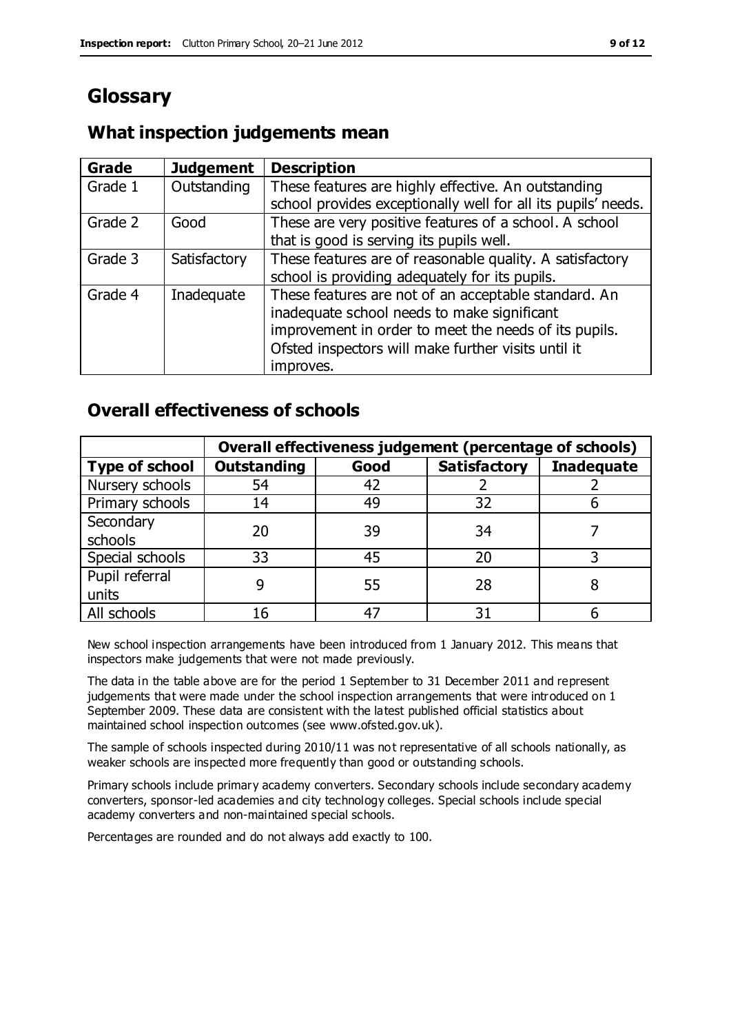# Glossary

## What inspection judgements mean

| Grade | Judgement | Description |
|---|---|---|
| Grade 1 | Outstanding | These features are highly effective. An outstanding school provides exceptionally well for all its pupils' needs. |
| Grade 2 | Good | These are very positive features of a school. A school that is good is serving its pupils well. |
| Grade 3 | Satisfactory | These features are of reasonable quality. A satisfactory school is providing adequately for its pupils. |
| Grade 4 | Inadequate | These features are not of an acceptable standard. An inadequate school needs to make significant improvement in order to meet the needs of its pupils. Ofsted inspectors will make further visits until it improves. |

## Overall effectiveness of schools

| | Overall effectiveness judgement (percentage of schools) | | | |
|---|---|---|---|---|
| **Type of school** | **Outstanding** | **Good** | **Satisfactory** | **Inadequate** |
| Nursery schools | 54 | 42 | 2 | 2 |
| Primary schools | 14 | 49 | 32 | 6 |
| Secondary schools | 20 | 39 | 34 | 7 |
| Special schools | 33 | 45 | 20 | 3 |
| Pupil referral units | 9 | 55 | 28 | 8 |
| All schools | 16 | 47 | 31 | 6 |

New school inspection arrangements have been introduced from 1 January 2012. This means that inspectors make judgements that were not made previously.

The data in the table above are for the period 1 September to 31 December 2011 and represent judgements that were made under the school inspection arrangements that were introduced on 1 September 2009. These data are consistent with the latest published official statistics about maintained school inspection outcomes (see www.ofsted.gov.uk).

The sample of schools inspected during 2010/11 was not representative of all schools nationally, as weaker schools are inspected more frequently than good or outstanding schools.

Primary schools include primary academy converters. Secondary schools include secondary academy converters, sponsor-led academies and city technology colleges. Special schools include special academy converters and non-maintained special schools.

Percentages are rounded and do not always add exactly to 100.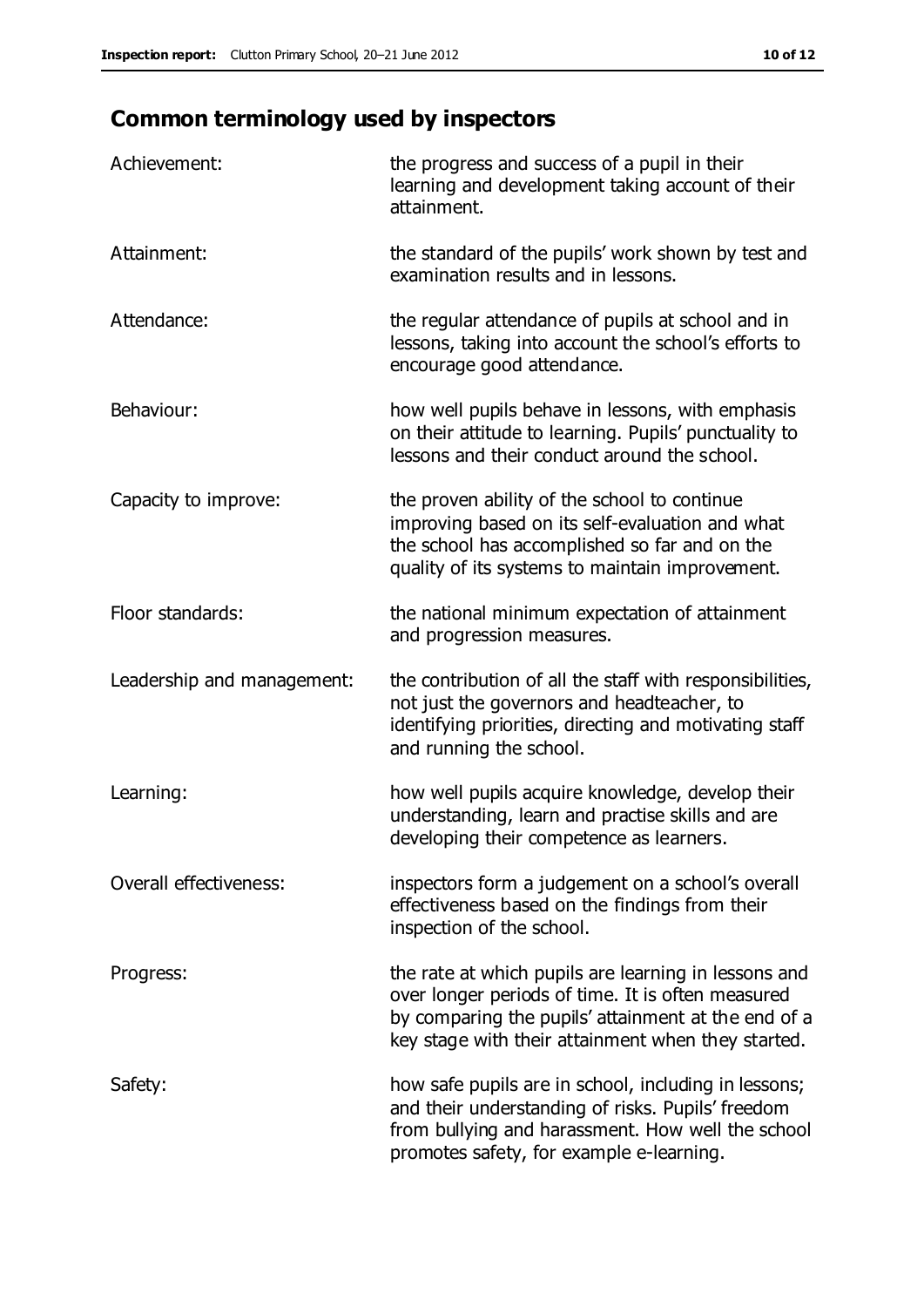## Common terminology used by inspectors

| | |
|---|---|
| Achievement: | the progress and success of a pupil in their learning and development taking account of their attainment. |
| Attainment: | the standard of the pupils' work shown by test and examination results and in lessons. |
| Attendance: | the regular attendance of pupils at school and in lessons, taking into account the school's efforts to encourage good attendance. |
| Behaviour: | how well pupils behave in lessons, with emphasis on their attitude to learning. Pupils' punctuality to lessons and their conduct around the school. |
| Capacity to improve: | the proven ability of the school to continue improving based on its self-evaluation and what the school has accomplished so far and on the quality of its systems to maintain improvement. |
| Floor standards: | the national minimum expectation of attainment and progression measures. |
| Leadership and management: | the contribution of all the staff with responsibilities, not just the governors and headteacher, to identifying priorities, directing and motivating staff and running the school. |
| Learning: | how well pupils acquire knowledge, develop their understanding, learn and practise skills and are developing their competence as learners. |
| Overall effectiveness: | inspectors form a judgement on a school's overall effectiveness based on the findings from their inspection of the school. |
| Progress: | the rate at which pupils are learning in lessons and over longer periods of time. It is often measured by comparing the pupils' attainment at the end of a key stage with their attainment when they started. |
| Safety: | how safe pupils are in school, including in lessons; and their understanding of risks. Pupils' freedom from bullying and harassment. How well the school promotes safety, for example e-learning. |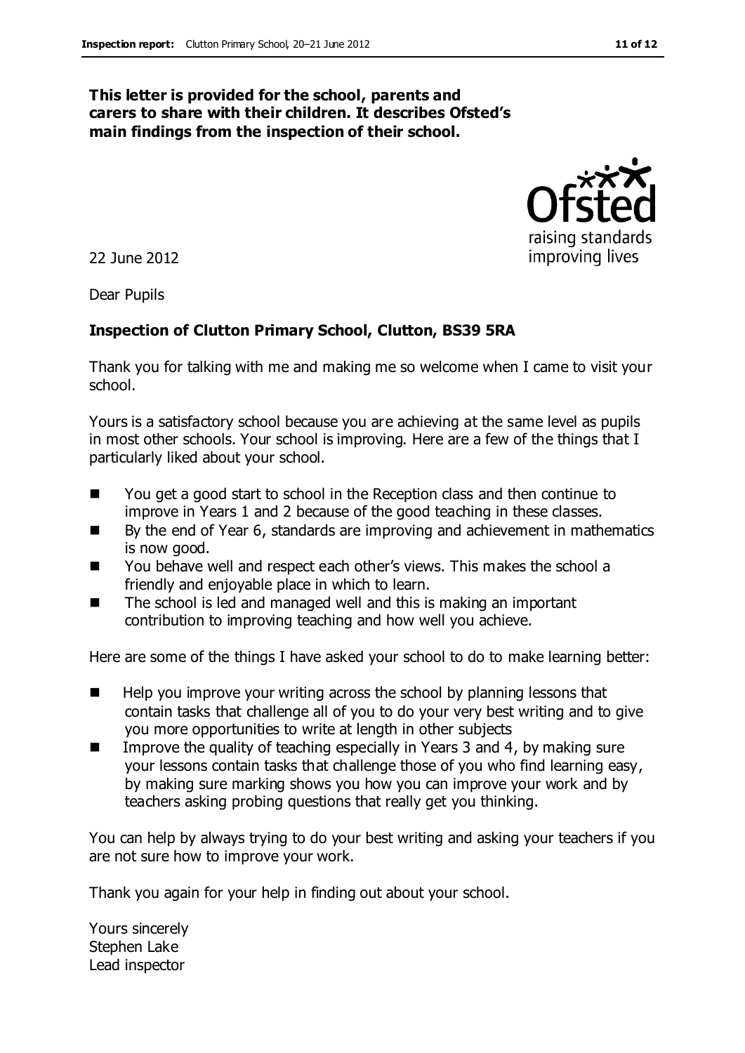**This letter is provided for the school, parents and carers to share with their children. It describes Ofsted's main findings from the inspection of their school.**

22 June 2012

Dear Pupils

**Inspection of Clutton Primary School, Clutton, BS39 5RA**

Thank you for talking with me and making me so welcome when I came to visit your school.

Yours is a satisfactory school because you are achieving at the same level as pupils in most other schools. Your school is improving. Here are a few of the things that I particularly liked about your school.

- You get a good start to school in the Reception class and then continue to improve in Years 1 and 2 because of the good teaching in these classes.
- By the end of Year 6, standards are improving and achievement in mathematics is now good.
- You behave well and respect each other's views. This makes the school a friendly and enjoyable place in which to learn.
- The school is led and managed well and this is making an important contribution to improving teaching and how well you achieve.

Here are some of the things I have asked your school to do to make learning better:

- Help you improve your writing across the school by planning lessons that contain tasks that challenge all of you to do your very best writing and to give you more opportunities to write at length in other subjects
- Improve the quality of teaching especially in Years 3 and 4, by making sure your lessons contain tasks that challenge those of you who find learning easy, by making sure marking shows you how you can improve your work and by teachers asking probing questions that really get you thinking.

You can help by always trying to do your best writing and asking your teachers if you are not sure how to improve your work.

Thank you again for your help in finding out about your school.

Yours sincerely
Stephen Lake
Lead inspector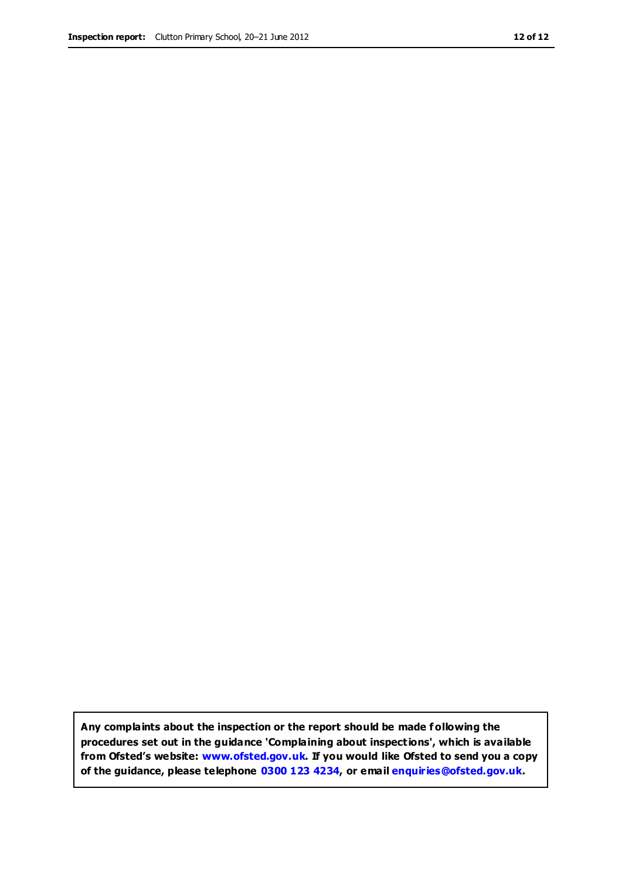**Any complaints about the inspection or the report should be made following the procedures set out in the guidance 'Complaining about inspections', which is available from Ofsted's website: www.ofsted.gov.uk. If you would like Ofsted to send you a copy of the guidance, please telephone 0300 123 4234, or email enquiries@ofsted.gov.uk.**